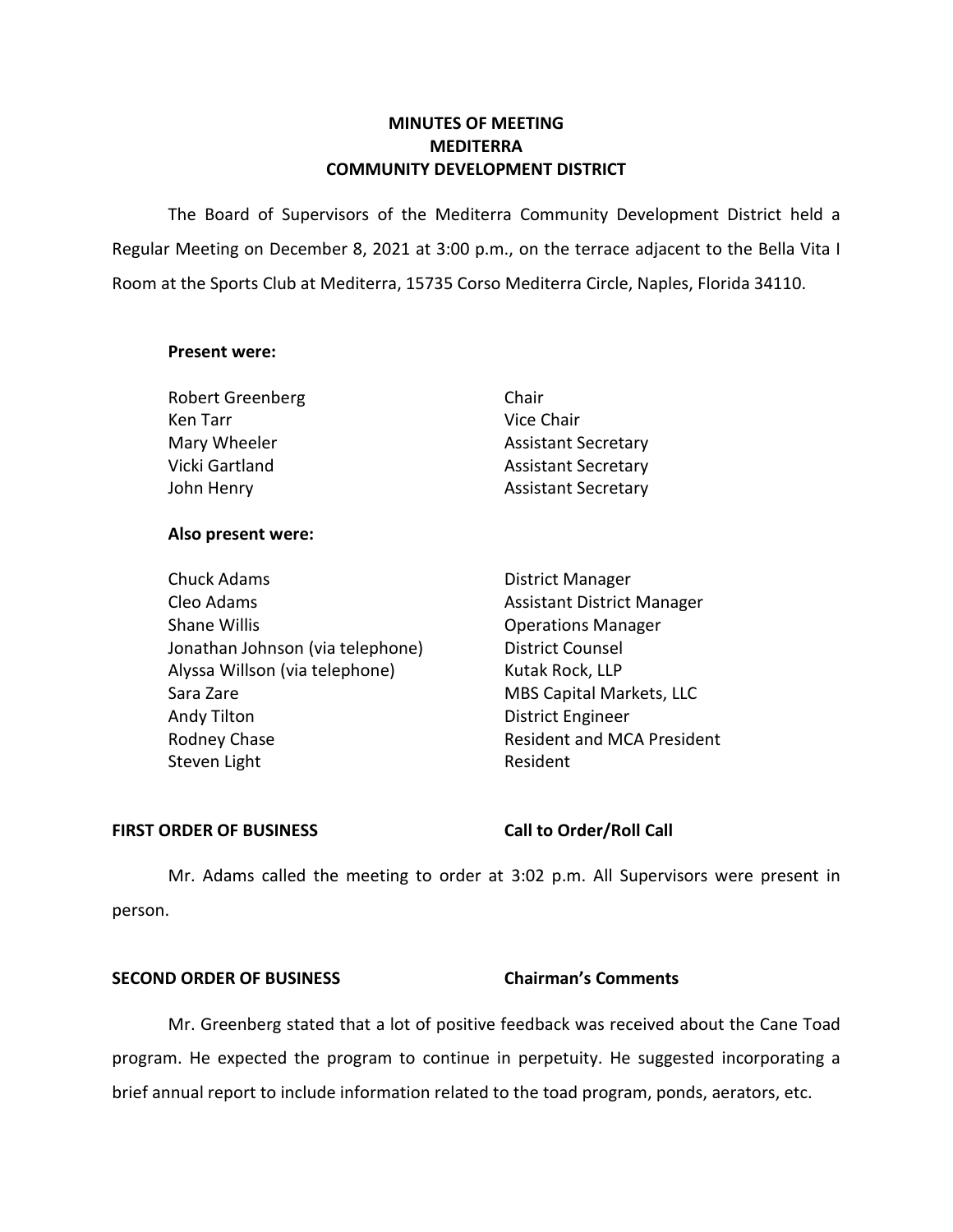# MINUTES OF MEETING
# MEDITERRA
# COMMUNITY DEVELOPMENT DISTRICT

The Board of Supervisors of the Mediterra Community Development District held a Regular Meeting on December 8, 2021 at 3:00 p.m., on the terrace adjacent to the Bella Vita I Room at the Sports Club at Mediterra, 15735 Corso Mediterra Circle, Naples, Florida 34110.

**Present were:**

| | |
|---|---|
| Robert Greenberg | Chair |
| Ken Tarr | Vice Chair |
| Mary Wheeler | Assistant Secretary |
| Vicki Gartland | Assistant Secretary |
| John Henry | Assistant Secretary |

**Also present were:**

| | |
|---|---|
| Chuck Adams | District Manager |
| Cleo Adams | Assistant District Manager |
| Shane Willis | Operations Manager |
| Jonathan Johnson (via telephone) | District Counsel |
| Alyssa Willson (via telephone) | Kutak Rock, LLP |
| Sara Zare | MBS Capital Markets, LLC |
| Andy Tilton | District Engineer |
| Rodney Chase | Resident and MCA President |
| Steven Light | Resident |

**FIRST ORDER OF BUSINESS** **Call to Order/Roll Call**

Mr. Adams called the meeting to order at 3:02 p.m. All Supervisors were present in person.

**SECOND ORDER OF BUSINESS** **Chairman's Comments**

Mr. Greenberg stated that a lot of positive feedback was received about the Cane Toad program. He expected the program to continue in perpetuity. He suggested incorporating a brief annual report to include information related to the toad program, ponds, aerators, etc.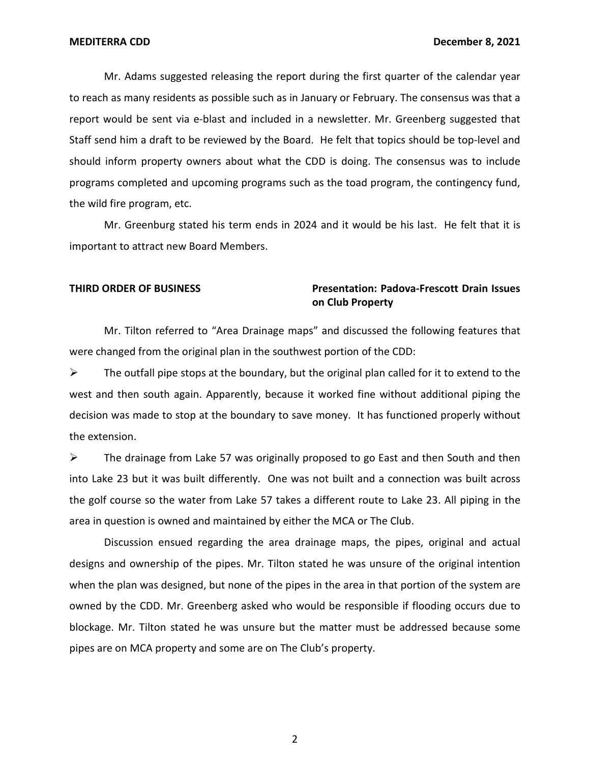Mr. Adams suggested releasing the report during the first quarter of the calendar year to reach as many residents as possible such as in January or February. The consensus was that a report would be sent via e-blast and included in a newsletter. Mr. Greenberg suggested that Staff send him a draft to be reviewed by the Board. He felt that topics should be top-level and should inform property owners about what the CDD is doing. The consensus was to include programs completed and upcoming programs such as the toad program, the contingency fund, the wild fire program, etc.

Mr. Greenburg stated his term ends in 2024 and it would be his last. He felt that it is important to attract new Board Members.

**THIRD ORDER OF BUSINESS** **Presentation: Padova-Frescott Drain Issues on Club Property**

Mr. Tilton referred to "Area Drainage maps" and discussed the following features that were changed from the original plan in the southwest portion of the CDD:

- The outfall pipe stops at the boundary, but the original plan called for it to extend to the west and then south again. Apparently, because it worked fine without additional piping the decision was made to stop at the boundary to save money. It has functioned properly without the extension.
- The drainage from Lake 57 was originally proposed to go East and then South and then into Lake 23 but it was built differently. One was not built and a connection was built across the golf course so the water from Lake 57 takes a different route to Lake 23. All piping in the area in question is owned and maintained by either the MCA or The Club.

Discussion ensued regarding the area drainage maps, the pipes, original and actual designs and ownership of the pipes. Mr. Tilton stated he was unsure of the original intention when the plan was designed, but none of the pipes in the area in that portion of the system are owned by the CDD. Mr. Greenberg asked who would be responsible if flooding occurs due to blockage. Mr. Tilton stated he was unsure but the matter must be addressed because some pipes are on MCA property and some are on The Club's property.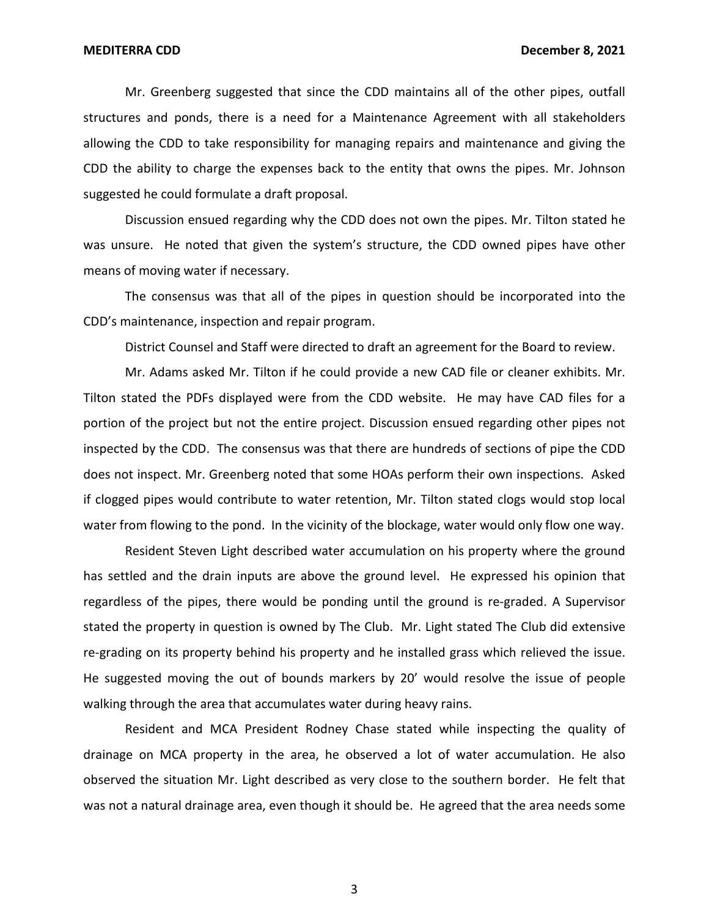Mr. Greenberg suggested that since the CDD maintains all of the other pipes, outfall structures and ponds, there is a need for a Maintenance Agreement with all stakeholders allowing the CDD to take responsibility for managing repairs and maintenance and giving the CDD the ability to charge the expenses back to the entity that owns the pipes. Mr. Johnson suggested he could formulate a draft proposal.

Discussion ensued regarding why the CDD does not own the pipes. Mr. Tilton stated he was unsure. He noted that given the system's structure, the CDD owned pipes have other means of moving water if necessary.

The consensus was that all of the pipes in question should be incorporated into the CDD's maintenance, inspection and repair program.

District Counsel and Staff were directed to draft an agreement for the Board to review.

Mr. Adams asked Mr. Tilton if he could provide a new CAD file or cleaner exhibits. Mr. Tilton stated the PDFs displayed were from the CDD website. He may have CAD files for a portion of the project but not the entire project. Discussion ensued regarding other pipes not inspected by the CDD. The consensus was that there are hundreds of sections of pipe the CDD does not inspect. Mr. Greenberg noted that some HOAs perform their own inspections. Asked if clogged pipes would contribute to water retention, Mr. Tilton stated clogs would stop local water from flowing to the pond. In the vicinity of the blockage, water would only flow one way.

Resident Steven Light described water accumulation on his property where the ground has settled and the drain inputs are above the ground level. He expressed his opinion that regardless of the pipes, there would be ponding until the ground is re-graded. A Supervisor stated the property in question is owned by The Club. Mr. Light stated The Club did extensive re-grading on its property behind his property and he installed grass which relieved the issue. He suggested moving the out of bounds markers by 20' would resolve the issue of people walking through the area that accumulates water during heavy rains.

Resident and MCA President Rodney Chase stated while inspecting the quality of drainage on MCA property in the area, he observed a lot of water accumulation. He also observed the situation Mr. Light described as very close to the southern border. He felt that was not a natural drainage area, even though it should be. He agreed that the area needs some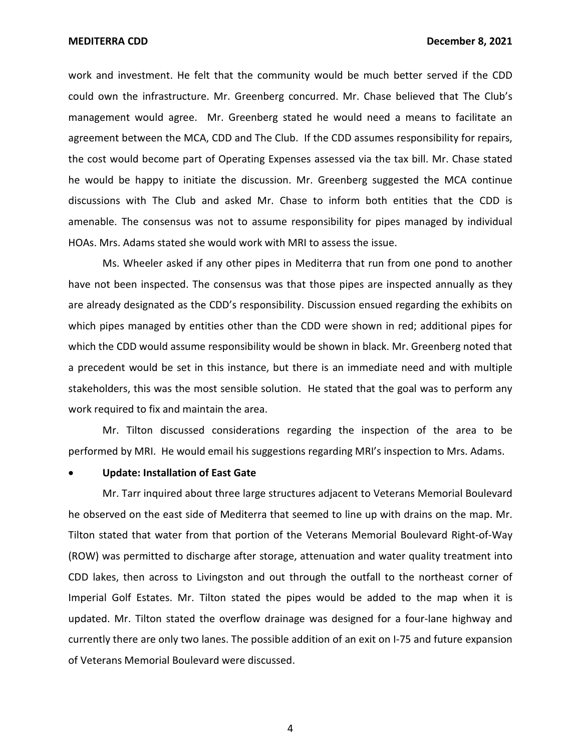work and investment. He felt that the community would be much better served if the CDD could own the infrastructure. Mr. Greenberg concurred. Mr. Chase believed that The Club's management would agree. Mr. Greenberg stated he would need a means to facilitate an agreement between the MCA, CDD and The Club. If the CDD assumes responsibility for repairs, the cost would become part of Operating Expenses assessed via the tax bill. Mr. Chase stated he would be happy to initiate the discussion. Mr. Greenberg suggested the MCA continue discussions with The Club and asked Mr. Chase to inform both entities that the CDD is amenable. The consensus was not to assume responsibility for pipes managed by individual HOAs. Mrs. Adams stated she would work with MRI to assess the issue.

Ms. Wheeler asked if any other pipes in Mediterra that run from one pond to another have not been inspected. The consensus was that those pipes are inspected annually as they are already designated as the CDD's responsibility. Discussion ensued regarding the exhibits on which pipes managed by entities other than the CDD were shown in red; additional pipes for which the CDD would assume responsibility would be shown in black. Mr. Greenberg noted that a precedent would be set in this instance, but there is an immediate need and with multiple stakeholders, this was the most sensible solution. He stated that the goal was to perform any work required to fix and maintain the area.

Mr. Tilton discussed considerations regarding the inspection of the area to be performed by MRI. He would email his suggestions regarding MRI's inspection to Mrs. Adams.

- **Update: Installation of East Gate**

Mr. Tarr inquired about three large structures adjacent to Veterans Memorial Boulevard he observed on the east side of Mediterra that seemed to line up with drains on the map. Mr. Tilton stated that water from that portion of the Veterans Memorial Boulevard Right-of-Way (ROW) was permitted to discharge after storage, attenuation and water quality treatment into CDD lakes, then across to Livingston and out through the outfall to the northeast corner of Imperial Golf Estates. Mr. Tilton stated the pipes would be added to the map when it is updated. Mr. Tilton stated the overflow drainage was designed for a four-lane highway and currently there are only two lanes. The possible addition of an exit on I-75 and future expansion of Veterans Memorial Boulevard were discussed.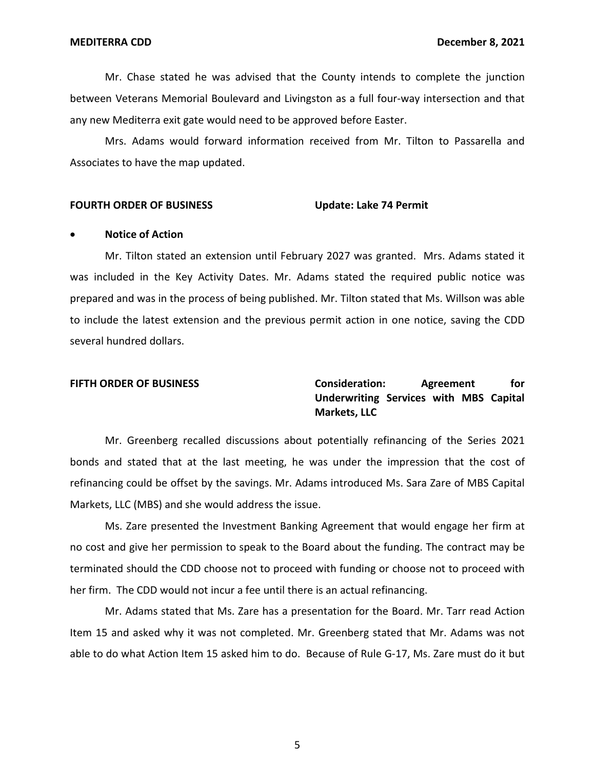Mr. Chase stated he was advised that the County intends to complete the junction between Veterans Memorial Boulevard and Livingston as a full four-way intersection and that any new Mediterra exit gate would need to be approved before Easter.

Mrs. Adams would forward information received from Mr. Tilton to Passarella and Associates to have the map updated.

**FOURTH ORDER OF BUSINESS** **Update: Lake 74 Permit**

- **Notice of Action**

Mr. Tilton stated an extension until February 2027 was granted. Mrs. Adams stated it was included in the Key Activity Dates. Mr. Adams stated the required public notice was prepared and was in the process of being published. Mr. Tilton stated that Ms. Willson was able to include the latest extension and the previous permit action in one notice, saving the CDD several hundred dollars.

**FIFTH ORDER OF BUSINESS** **Consideration: Agreement for Underwriting Services with MBS Capital Markets, LLC**

Mr. Greenberg recalled discussions about potentially refinancing of the Series 2021 bonds and stated that at the last meeting, he was under the impression that the cost of refinancing could be offset by the savings. Mr. Adams introduced Ms. Sara Zare of MBS Capital Markets, LLC (MBS) and she would address the issue.

Ms. Zare presented the Investment Banking Agreement that would engage her firm at no cost and give her permission to speak to the Board about the funding. The contract may be terminated should the CDD choose not to proceed with funding or choose not to proceed with her firm. The CDD would not incur a fee until there is an actual refinancing.

Mr. Adams stated that Ms. Zare has a presentation for the Board. Mr. Tarr read Action Item 15 and asked why it was not completed. Mr. Greenberg stated that Mr. Adams was not able to do what Action Item 15 asked him to do. Because of Rule G-17, Ms. Zare must do it but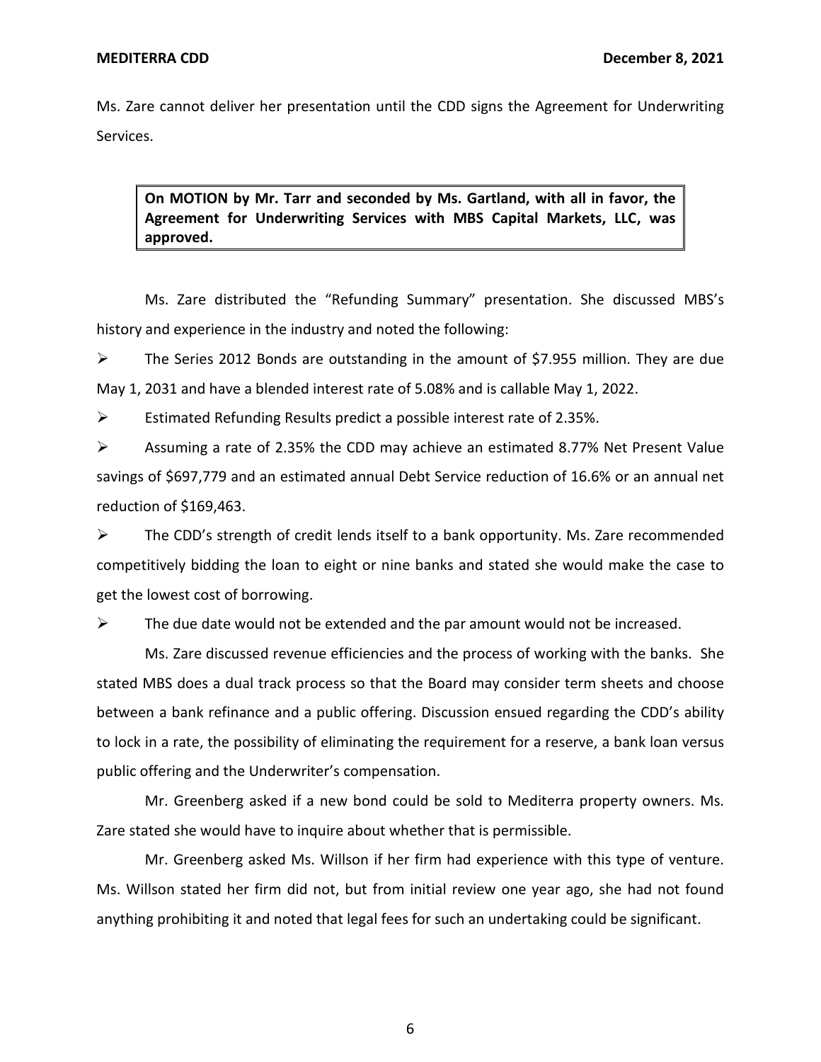Ms. Zare cannot deliver her presentation until the CDD signs the Agreement for Underwriting Services.

> **On MOTION by Mr. Tarr and seconded by Ms. Gartland, with all in favor, the Agreement for Underwriting Services with MBS Capital Markets, LLC, was approved.**

Ms. Zare distributed the "Refunding Summary" presentation. She discussed MBS's history and experience in the industry and noted the following:

- The Series 2012 Bonds are outstanding in the amount of $7.955 million. They are due May 1, 2031 and have a blended interest rate of 5.08% and is callable May 1, 2022.
- Estimated Refunding Results predict a possible interest rate of 2.35%.
- Assuming a rate of 2.35% the CDD may achieve an estimated 8.77% Net Present Value savings of $697,779 and an estimated annual Debt Service reduction of 16.6% or an annual net reduction of $169,463.
- The CDD's strength of credit lends itself to a bank opportunity. Ms. Zare recommended competitively bidding the loan to eight or nine banks and stated she would make the case to get the lowest cost of borrowing.
- The due date would not be extended and the par amount would not be increased.

Ms. Zare discussed revenue efficiencies and the process of working with the banks. She stated MBS does a dual track process so that the Board may consider term sheets and choose between a bank refinance and a public offering. Discussion ensued regarding the CDD's ability to lock in a rate, the possibility of eliminating the requirement for a reserve, a bank loan versus public offering and the Underwriter's compensation.

Mr. Greenberg asked if a new bond could be sold to Mediterra property owners. Ms. Zare stated she would have to inquire about whether that is permissible.

Mr. Greenberg asked Ms. Willson if her firm had experience with this type of venture. Ms. Willson stated her firm did not, but from initial review one year ago, she had not found anything prohibiting it and noted that legal fees for such an undertaking could be significant.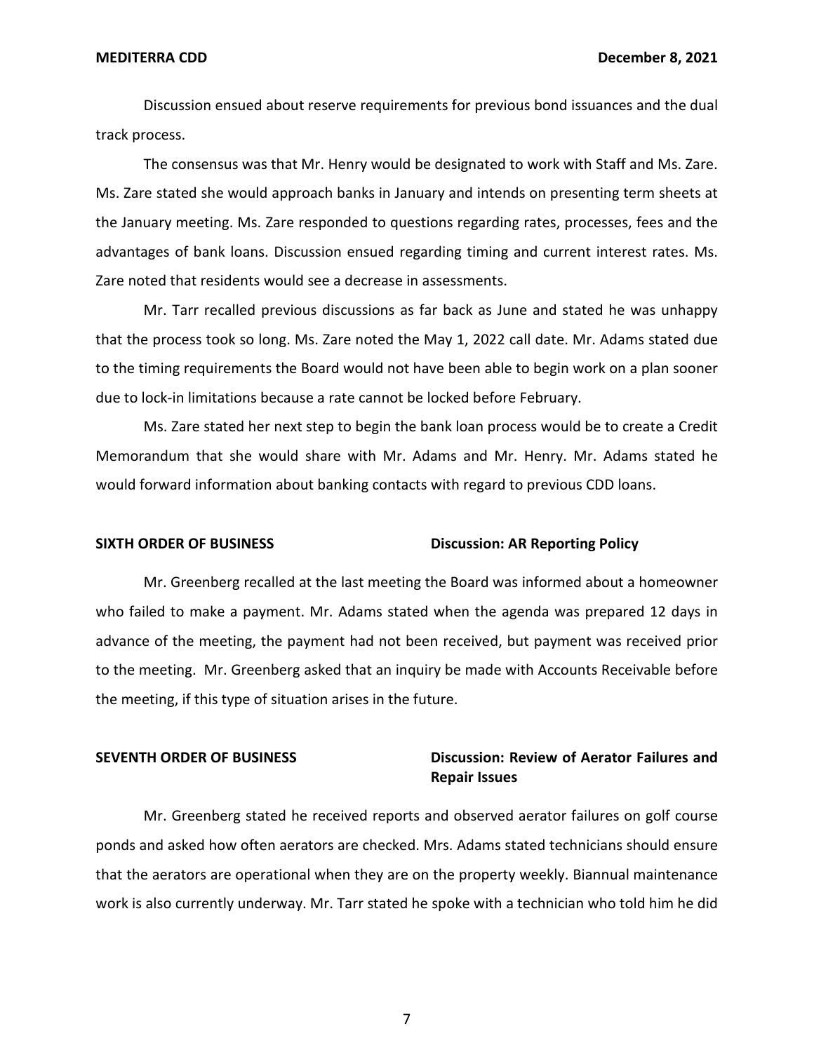Discussion ensued about reserve requirements for previous bond issuances and the dual track process.

The consensus was that Mr. Henry would be designated to work with Staff and Ms. Zare. Ms. Zare stated she would approach banks in January and intends on presenting term sheets at the January meeting. Ms. Zare responded to questions regarding rates, processes, fees and the advantages of bank loans. Discussion ensued regarding timing and current interest rates. Ms. Zare noted that residents would see a decrease in assessments.

Mr. Tarr recalled previous discussions as far back as June and stated he was unhappy that the process took so long. Ms. Zare noted the May 1, 2022 call date. Mr. Adams stated due to the timing requirements the Board would not have been able to begin work on a plan sooner due to lock-in limitations because a rate cannot be locked before February.

Ms. Zare stated her next step to begin the bank loan process would be to create a Credit Memorandum that she would share with Mr. Adams and Mr. Henry. Mr. Adams stated he would forward information about banking contacts with regard to previous CDD loans.

**SIXTH ORDER OF BUSINESS** **Discussion: AR Reporting Policy**

Mr. Greenberg recalled at the last meeting the Board was informed about a homeowner who failed to make a payment. Mr. Adams stated when the agenda was prepared 12 days in advance of the meeting, the payment had not been received, but payment was received prior to the meeting. Mr. Greenberg asked that an inquiry be made with Accounts Receivable before the meeting, if this type of situation arises in the future.

**SEVENTH ORDER OF BUSINESS** **Discussion: Review of Aerator Failures and Repair Issues**

Mr. Greenberg stated he received reports and observed aerator failures on golf course ponds and asked how often aerators are checked. Mrs. Adams stated technicians should ensure that the aerators are operational when they are on the property weekly. Biannual maintenance work is also currently underway. Mr. Tarr stated he spoke with a technician who told him he did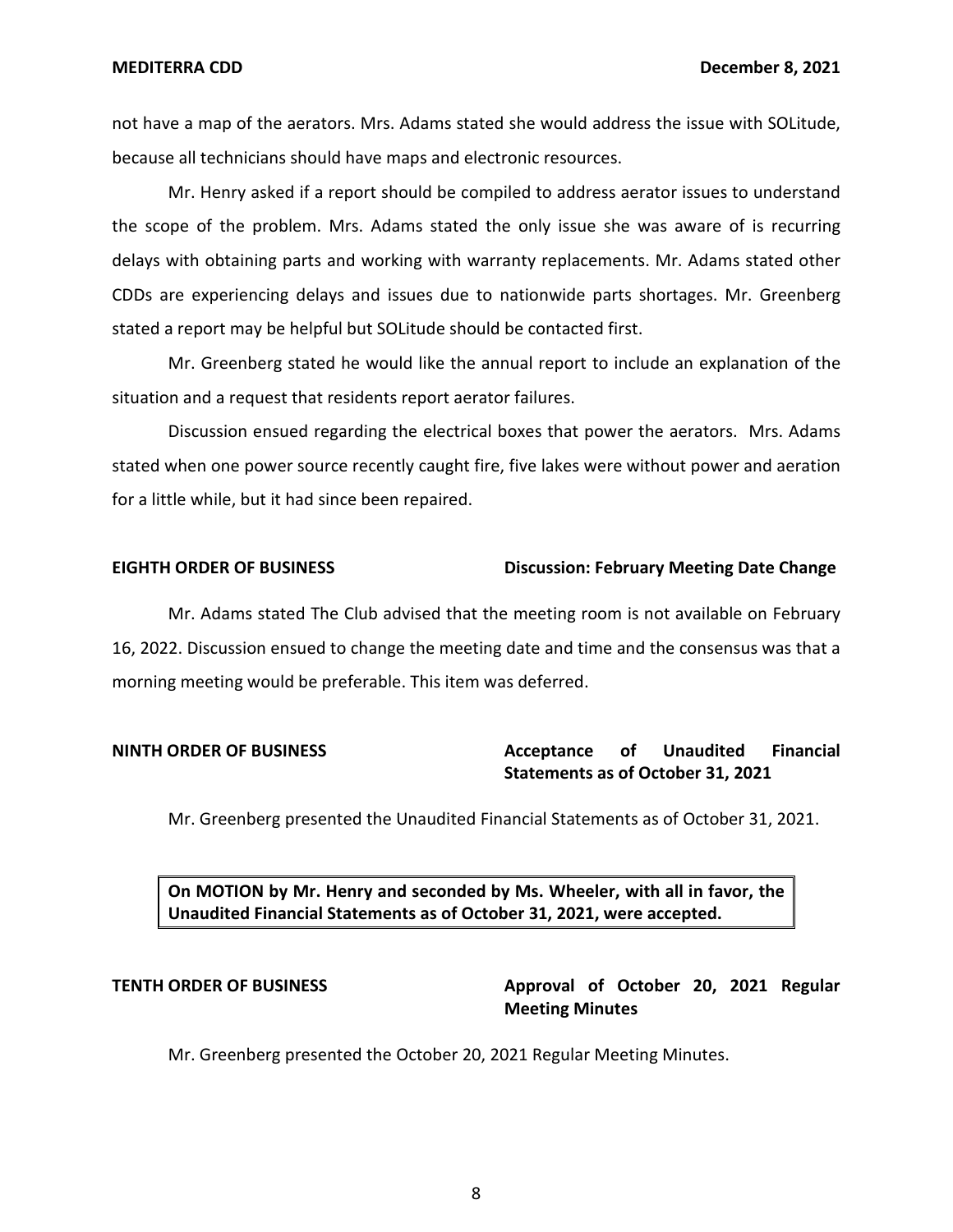not have a map of the aerators. Mrs. Adams stated she would address the issue with SOLitude, because all technicians should have maps and electronic resources.

Mr. Henry asked if a report should be compiled to address aerator issues to understand the scope of the problem. Mrs. Adams stated the only issue she was aware of is recurring delays with obtaining parts and working with warranty replacements. Mr. Adams stated other CDDs are experiencing delays and issues due to nationwide parts shortages. Mr. Greenberg stated a report may be helpful but SOLitude should be contacted first.

Mr. Greenberg stated he would like the annual report to include an explanation of the situation and a request that residents report aerator failures.

Discussion ensued regarding the electrical boxes that power the aerators. Mrs. Adams stated when one power source recently caught fire, five lakes were without power and aeration for a little while, but it had since been repaired.

**EIGHTH ORDER OF BUSINESS** **Discussion: February Meeting Date Change**

Mr. Adams stated The Club advised that the meeting room is not available on February 16, 2022. Discussion ensued to change the meeting date and time and the consensus was that a morning meeting would be preferable. This item was deferred.

**NINTH ORDER OF BUSINESS** **Acceptance of Unaudited Financial Statements as of October 31, 2021**

Mr. Greenberg presented the Unaudited Financial Statements as of October 31, 2021.

**On MOTION by Mr. Henry and seconded by Ms. Wheeler, with all in favor, the Unaudited Financial Statements as of October 31, 2021, were accepted.**

**TENTH ORDER OF BUSINESS** **Approval of October 20, 2021 Regular Meeting Minutes**

Mr. Greenberg presented the October 20, 2021 Regular Meeting Minutes.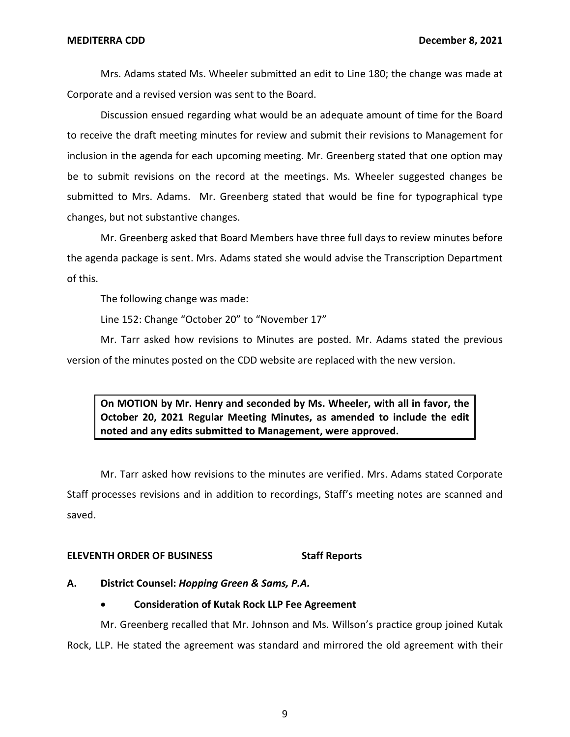Mrs. Adams stated Ms. Wheeler submitted an edit to Line 180; the change was made at Corporate and a revised version was sent to the Board.

Discussion ensued regarding what would be an adequate amount of time for the Board to receive the draft meeting minutes for review and submit their revisions to Management for inclusion in the agenda for each upcoming meeting. Mr. Greenberg stated that one option may be to submit revisions on the record at the meetings. Ms. Wheeler suggested changes be submitted to Mrs. Adams. Mr. Greenberg stated that would be fine for typographical type changes, but not substantive changes.

Mr. Greenberg asked that Board Members have three full days to review minutes before the agenda package is sent. Mrs. Adams stated she would advise the Transcription Department of this.

The following change was made:

Line 152: Change "October 20" to "November 17"

Mr. Tarr asked how revisions to Minutes are posted. Mr. Adams stated the previous version of the minutes posted on the CDD website are replaced with the new version.

> **On MOTION by Mr. Henry and seconded by Ms. Wheeler, with all in favor, the October 20, 2021 Regular Meeting Minutes, as amended to include the edit noted and any edits submitted to Management, were approved.**

Mr. Tarr asked how revisions to the minutes are verified. Mrs. Adams stated Corporate Staff processes revisions and in addition to recordings, Staff's meeting notes are scanned and saved.

## ELEVENTH ORDER OF BUSINESS — Staff Reports

### A. District Counsel: *Hopping Green & Sams, P.A.*

- **Consideration of Kutak Rock LLP Fee Agreement**

Mr. Greenberg recalled that Mr. Johnson and Ms. Willson's practice group joined Kutak Rock, LLP. He stated the agreement was standard and mirrored the old agreement with their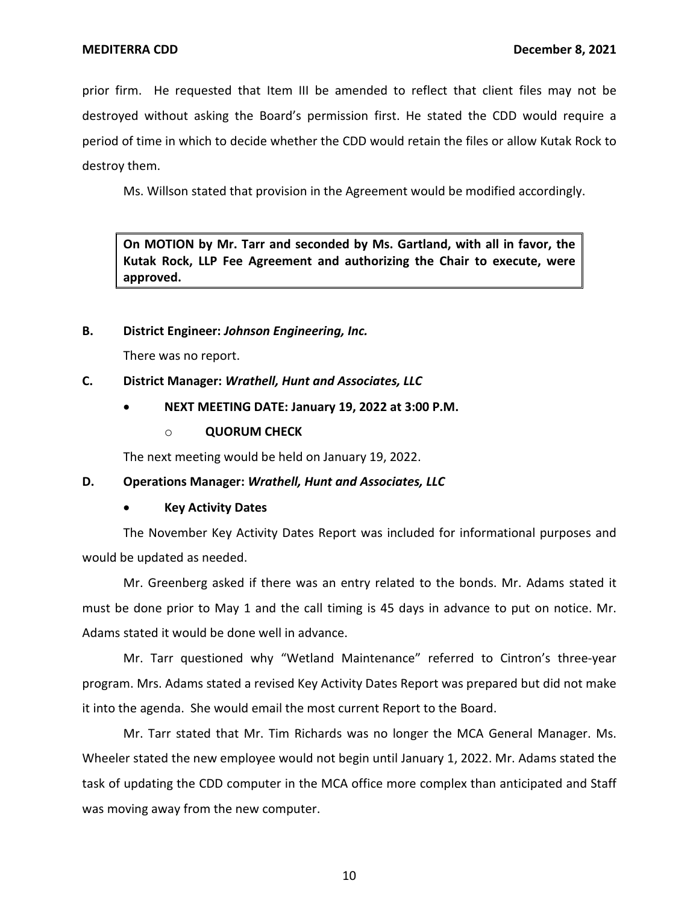prior firm. He requested that Item III be amended to reflect that client files may not be destroyed without asking the Board's permission first. He stated the CDD would require a period of time in which to decide whether the CDD would retain the files or allow Kutak Rock to destroy them.

Ms. Willson stated that provision in the Agreement would be modified accordingly.

**On MOTION by Mr. Tarr and seconded by Ms. Gartland, with all in favor, the Kutak Rock, LLP Fee Agreement and authorizing the Chair to execute, were approved.**

**B. District Engineer: *Johnson Engineering, Inc.***

There was no report.

**C. District Manager: *Wrathell, Hunt and Associates, LLC***

- **NEXT MEETING DATE: January 19, 2022 at 3:00 P.M.**
  - **QUORUM CHECK**

The next meeting would be held on January 19, 2022.

**D. Operations Manager: *Wrathell, Hunt and Associates, LLC***

- **Key Activity Dates**

The November Key Activity Dates Report was included for informational purposes and would be updated as needed.

Mr. Greenberg asked if there was an entry related to the bonds. Mr. Adams stated it must be done prior to May 1 and the call timing is 45 days in advance to put on notice. Mr. Adams stated it would be done well in advance.

Mr. Tarr questioned why "Wetland Maintenance" referred to Cintron's three-year program. Mrs. Adams stated a revised Key Activity Dates Report was prepared but did not make it into the agenda. She would email the most current Report to the Board.

Mr. Tarr stated that Mr. Tim Richards was no longer the MCA General Manager. Ms. Wheeler stated the new employee would not begin until January 1, 2022. Mr. Adams stated the task of updating the CDD computer in the MCA office more complex than anticipated and Staff was moving away from the new computer.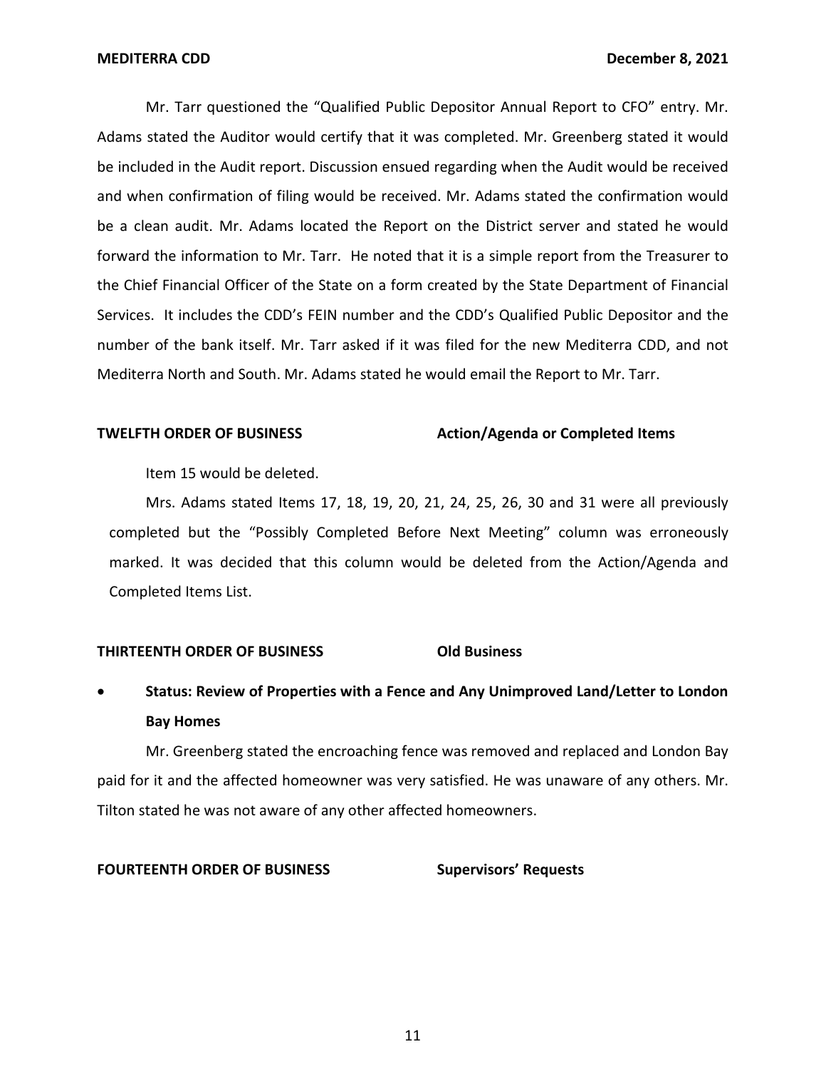Mr. Tarr questioned the "Qualified Public Depositor Annual Report to CFO" entry. Mr. Adams stated the Auditor would certify that it was completed. Mr. Greenberg stated it would be included in the Audit report. Discussion ensued regarding when the Audit would be received and when confirmation of filing would be received. Mr. Adams stated the confirmation would be a clean audit. Mr. Adams located the Report on the District server and stated he would forward the information to Mr. Tarr. He noted that it is a simple report from the Treasurer to the Chief Financial Officer of the State on a form created by the State Department of Financial Services. It includes the CDD's FEIN number and the CDD's Qualified Public Depositor and the number of the bank itself. Mr. Tarr asked if it was filed for the new Mediterra CDD, and not Mediterra North and South. Mr. Adams stated he would email the Report to Mr. Tarr.

**TWELFTH ORDER OF BUSINESS** **Action/Agenda or Completed Items**

Item 15 would be deleted.

Mrs. Adams stated Items 17, 18, 19, 20, 21, 24, 25, 26, 30 and 31 were all previously completed but the "Possibly Completed Before Next Meeting" column was erroneously marked. It was decided that this column would be deleted from the Action/Agenda and Completed Items List.

**THIRTEENTH ORDER OF BUSINESS** **Old Business**

- **Status: Review of Properties with a Fence and Any Unimproved Land/Letter to London Bay Homes**

Mr. Greenberg stated the encroaching fence was removed and replaced and London Bay paid for it and the affected homeowner was very satisfied. He was unaware of any others. Mr. Tilton stated he was not aware of any other affected homeowners.

**FOURTEENTH ORDER OF BUSINESS** **Supervisors' Requests**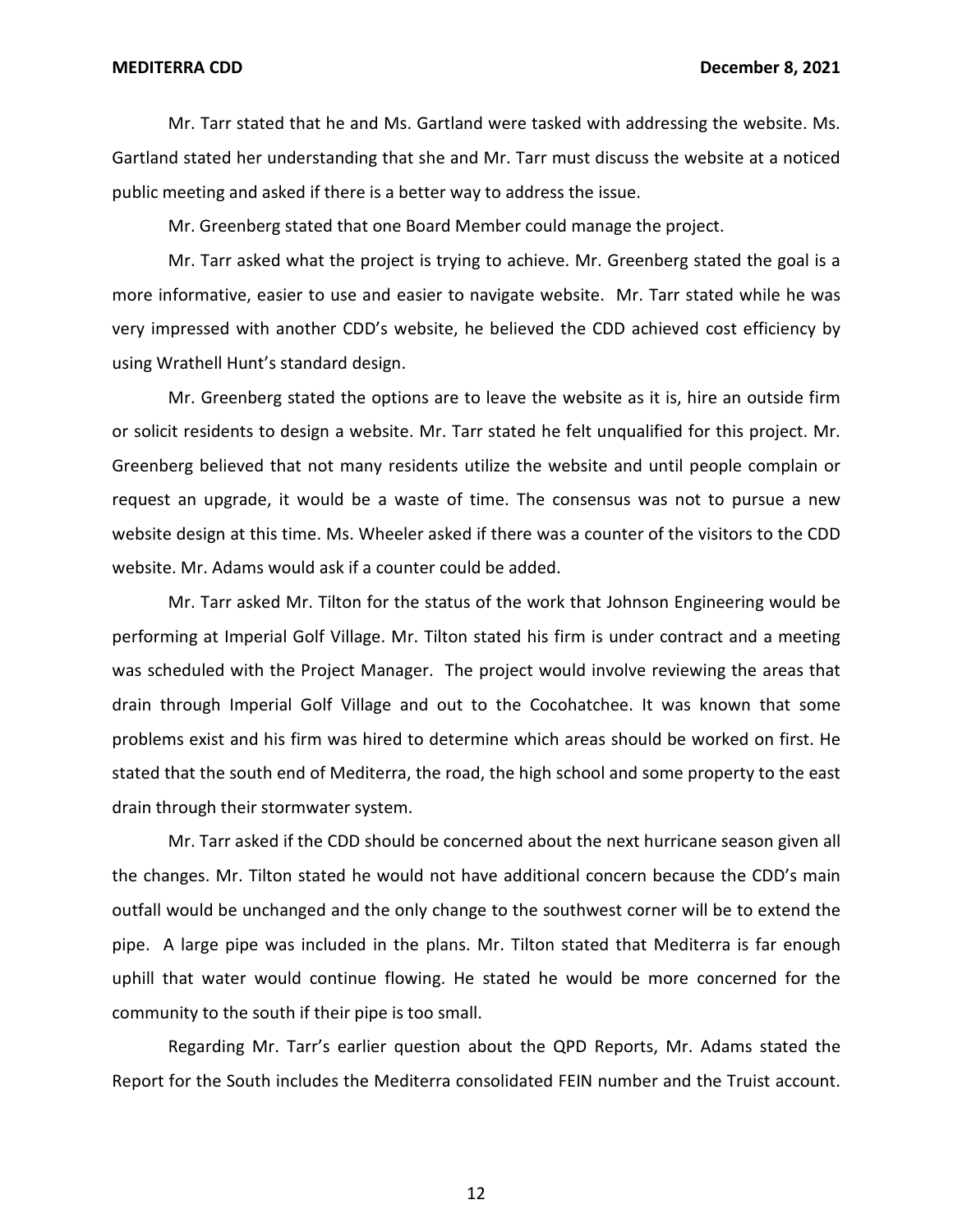Mr. Tarr stated that he and Ms. Gartland were tasked with addressing the website. Ms. Gartland stated her understanding that she and Mr. Tarr must discuss the website at a noticed public meeting and asked if there is a better way to address the issue.

Mr. Greenberg stated that one Board Member could manage the project.

Mr. Tarr asked what the project is trying to achieve. Mr. Greenberg stated the goal is a more informative, easier to use and easier to navigate website. Mr. Tarr stated while he was very impressed with another CDD's website, he believed the CDD achieved cost efficiency by using Wrathell Hunt's standard design.

Mr. Greenberg stated the options are to leave the website as it is, hire an outside firm or solicit residents to design a website. Mr. Tarr stated he felt unqualified for this project. Mr. Greenberg believed that not many residents utilize the website and until people complain or request an upgrade, it would be a waste of time. The consensus was not to pursue a new website design at this time. Ms. Wheeler asked if there was a counter of the visitors to the CDD website. Mr. Adams would ask if a counter could be added.

Mr. Tarr asked Mr. Tilton for the status of the work that Johnson Engineering would be performing at Imperial Golf Village. Mr. Tilton stated his firm is under contract and a meeting was scheduled with the Project Manager. The project would involve reviewing the areas that drain through Imperial Golf Village and out to the Cocohatchee. It was known that some problems exist and his firm was hired to determine which areas should be worked on first. He stated that the south end of Mediterra, the road, the high school and some property to the east drain through their stormwater system.

Mr. Tarr asked if the CDD should be concerned about the next hurricane season given all the changes. Mr. Tilton stated he would not have additional concern because the CDD's main outfall would be unchanged and the only change to the southwest corner will be to extend the pipe. A large pipe was included in the plans. Mr. Tilton stated that Mediterra is far enough uphill that water would continue flowing. He stated he would be more concerned for the community to the south if their pipe is too small.

Regarding Mr. Tarr's earlier question about the QPD Reports, Mr. Adams stated the Report for the South includes the Mediterra consolidated FEIN number and the Truist account.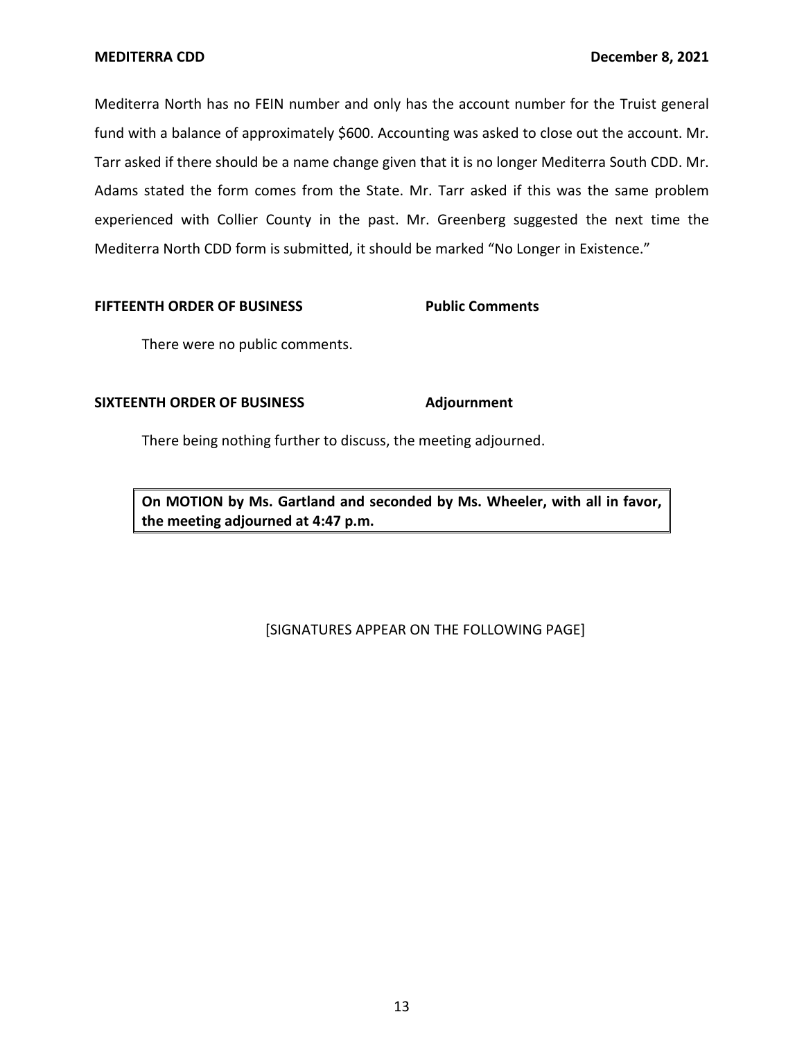Mediterra North has no FEIN number and only has the account number for the Truist general fund with a balance of approximately $600. Accounting was asked to close out the account. Mr. Tarr asked if there should be a name change given that it is no longer Mediterra South CDD. Mr. Adams stated the form comes from the State. Mr. Tarr asked if this was the same problem experienced with Collier County in the past. Mr. Greenberg suggested the next time the Mediterra North CDD form is submitted, it should be marked "No Longer in Existence."

**FIFTEENTH ORDER OF BUSINESS** **Public Comments**

There were no public comments.

**SIXTEENTH ORDER OF BUSINESS** **Adjournment**

There being nothing further to discuss, the meeting adjourned.

**On MOTION by Ms. Gartland and seconded by Ms. Wheeler, with all in favor, the meeting adjourned at 4:47 p.m.**

[SIGNATURES APPEAR ON THE FOLLOWING PAGE]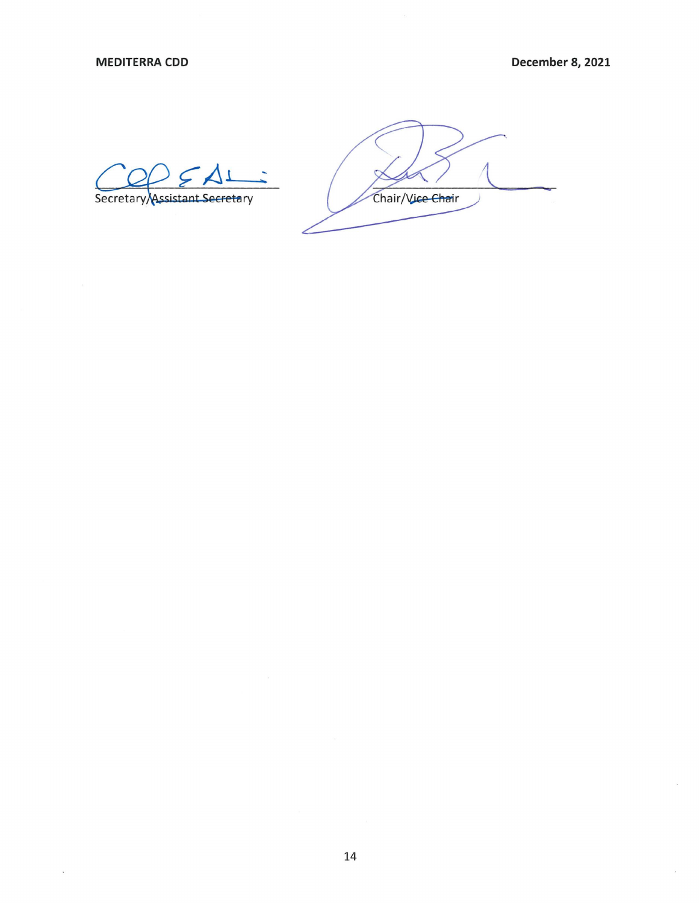MEDITERRA CDD December 8, 2021

\_\_\_\_\_\_\_\_\_\_\_\_\_\_\_\_\_\_\_\_\_\_\_\_\_\_\_\_\_\_\_\_
Secretary/~~Assistant Secretary~~

\_\_\_\_\_\_\_\_\_\_\_\_\_\_\_\_\_\_\_\_\_\_\_\_\_\_\_\_\_\_\_\_
Chair/~~Vice Chair~~